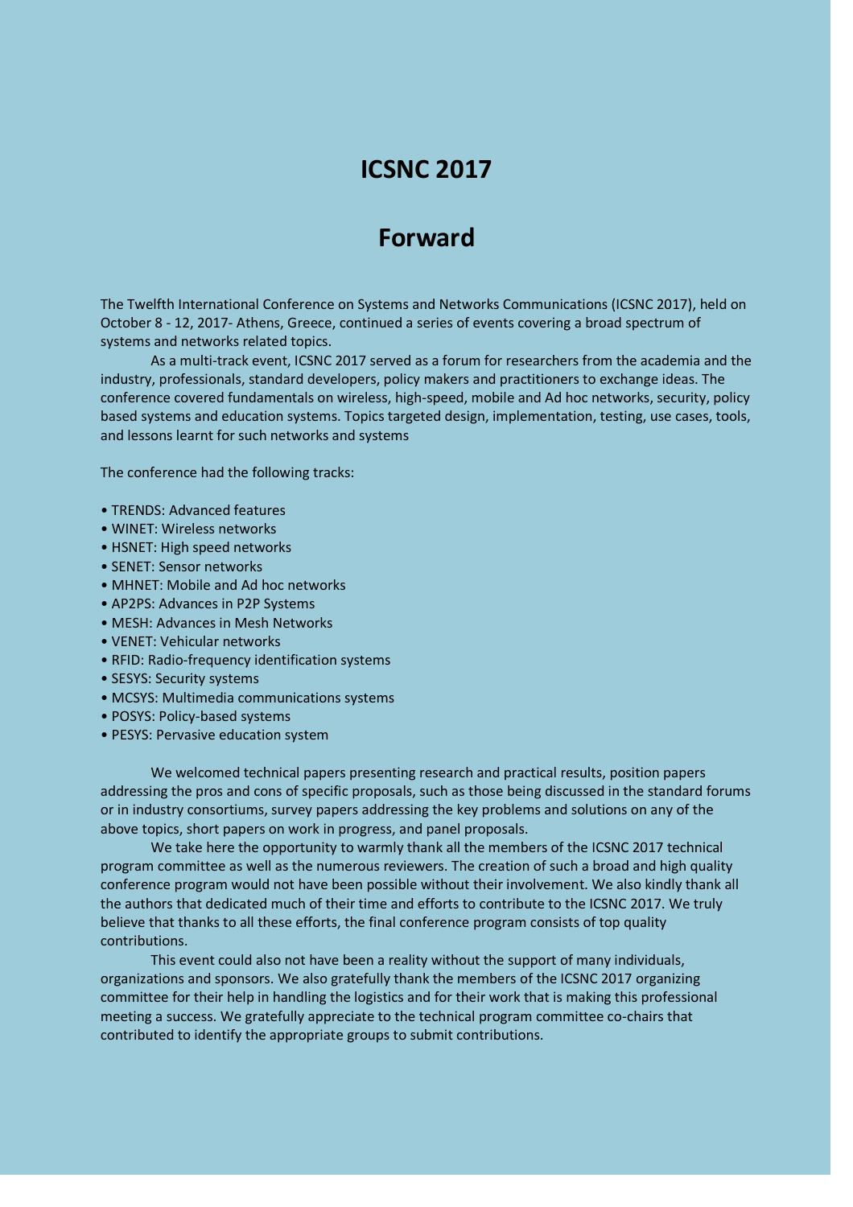# ICSNC 2017

## Forward

The Twelfth International Conference on Systems and Networks Communications (ICSNC 2017), held on October 8 - 12, 2017- Athens, Greece, continued a series of events covering a broad spectrum of systems and networks related topics.

As a multi-track event, ICSNC 2017 served as a forum for researchers from the academia and the industry, professionals, standard developers, policy makers and practitioners to exchange ideas. The conference covered fundamentals on wireless, high-speed, mobile and Ad hoc networks, security, policy based systems and education systems. Topics targeted design, implementation, testing, use cases, tools, and lessons learnt for such networks and systems

The conference had the following tracks:

- TRENDS: Advanced features
- WINET: Wireless networks
- HSNET: High speed networks
- SENET: Sensor networks
- MHNET: Mobile and Ad hoc networks
- AP2PS: Advances in P2P Systems
- MESH: Advances in Mesh Networks
- VENET: Vehicular networks
- RFID: Radio-frequency identification systems
- SESYS: Security systems
- MCSYS: Multimedia communications systems
- POSYS: Policy-based systems
- PESYS: Pervasive education system

We welcomed technical papers presenting research and practical results, position papers addressing the pros and cons of specific proposals, such as those being discussed in the standard forums or in industry consortiums, survey papers addressing the key problems and solutions on any of the above topics, short papers on work in progress, and panel proposals.

We take here the opportunity to warmly thank all the members of the ICSNC 2017 technical program committee as well as the numerous reviewers. The creation of such a broad and high quality conference program would not have been possible without their involvement. We also kindly thank all the authors that dedicated much of their time and efforts to contribute to the ICSNC 2017. We truly believe that thanks to all these efforts, the final conference program consists of top quality contributions.

This event could also not have been a reality without the support of many individuals, organizations and sponsors. We also gratefully thank the members of the ICSNC 2017 organizing committee for their help in handling the logistics and for their work that is making this professional meeting a success. We gratefully appreciate to the technical program committee co-chairs that contributed to identify the appropriate groups to submit contributions.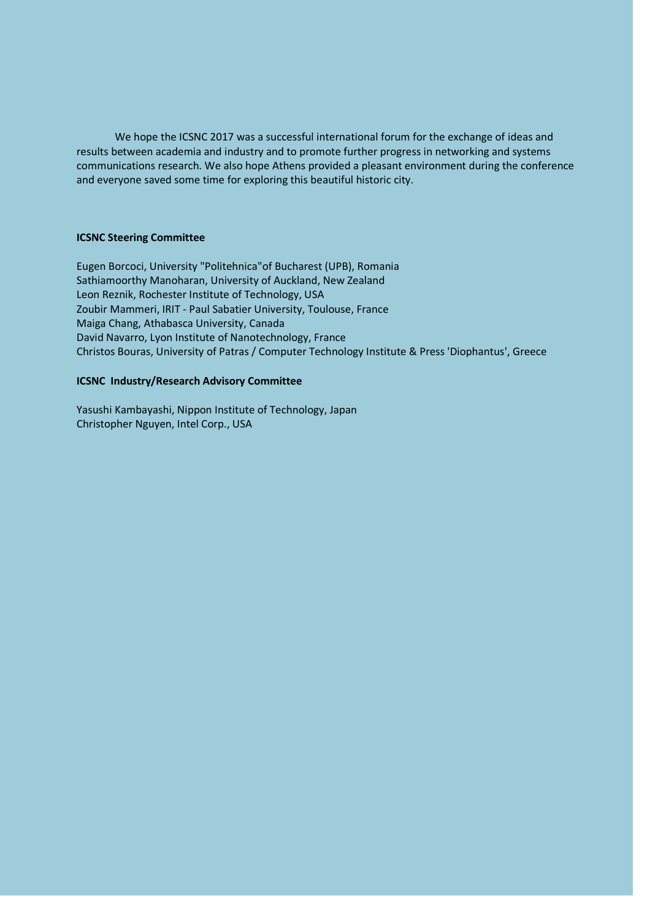We hope the ICSNC 2017 was a successful international forum for the exchange of ideas and results between academia and industry and to promote further progress in networking and systems communications research. We also hope Athens provided a pleasant environment during the conference and everyone saved some time for exploring this beautiful historic city.

**ICSNC Steering Committee**

Eugen Borcoci, University "Politehnica"of Bucharest (UPB), Romania
Sathiamoorthy Manoharan, University of Auckland, New Zealand
Leon Reznik, Rochester Institute of Technology, USA
Zoubir Mammeri, IRIT - Paul Sabatier University, Toulouse, France
Maiga Chang, Athabasca University, Canada
David Navarro, Lyon Institute of Nanotechnology, France
Christos Bouras, University of Patras / Computer Technology Institute & Press 'Diophantus', Greece

**ICSNC Industry/Research Advisory Committee**

Yasushi Kambayashi, Nippon Institute of Technology, Japan
Christopher Nguyen, Intel Corp., USA